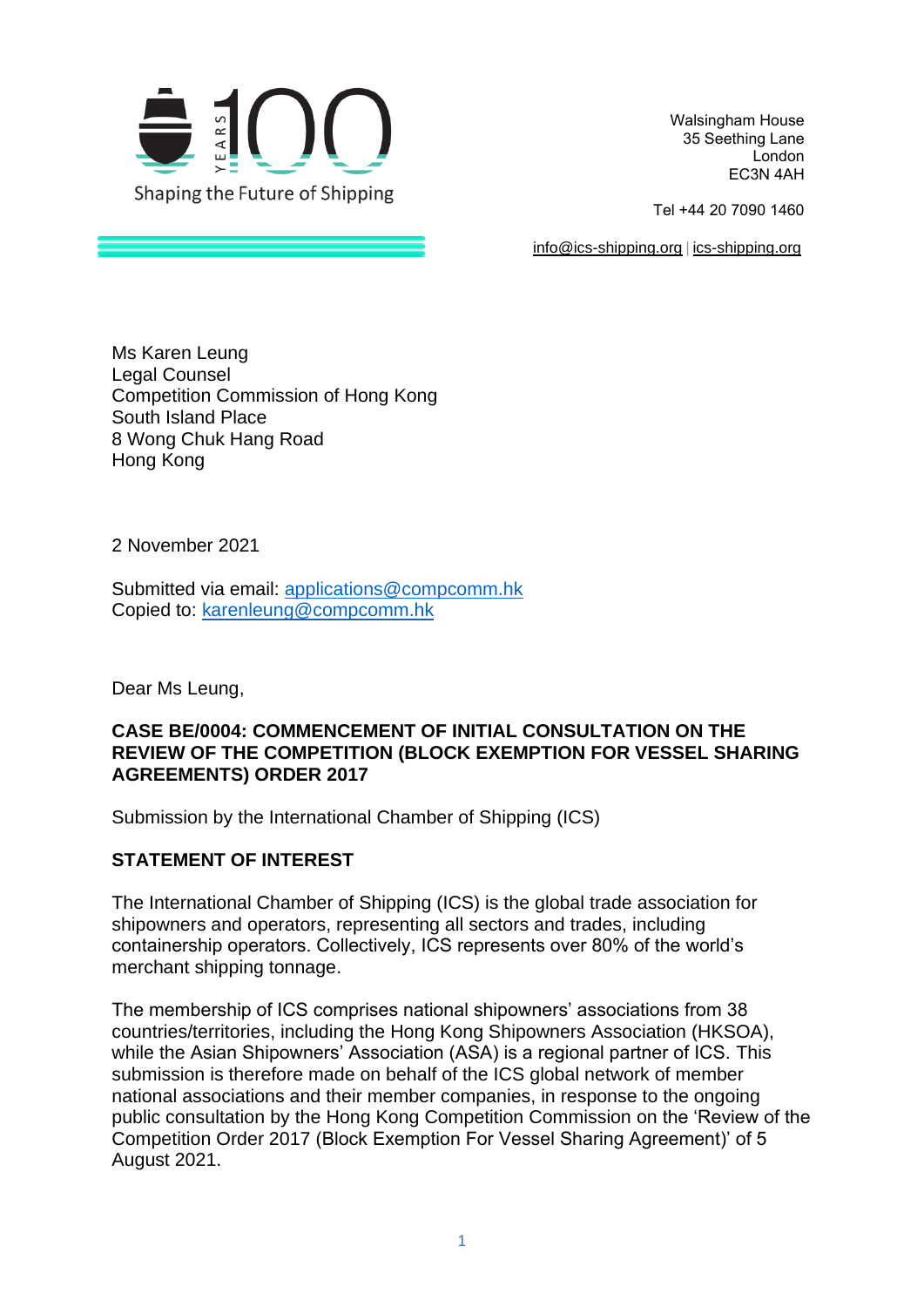Shaping the Future of Shipping

Walsingham House
35 Seething Lane
London
EC3N 4AH

Tel +44 20 7090 1460

info@ics-shipping.org | ics-shipping.org

Ms Karen Leung
Legal Counsel
Competition Commission of Hong Kong
South Island Place
8 Wong Chuk Hang Road
Hong Kong

2 November 2021

Submitted via email: applications@compcomm.hk
Copied to: karenleung@compcomm.hk

Dear Ms Leung,

**CASE BE/0004: COMMENCEMENT OF INITIAL CONSULTATION ON THE REVIEW OF THE COMPETITION (BLOCK EXEMPTION FOR VESSEL SHARING AGREEMENTS) ORDER 2017**

Submission by the International Chamber of Shipping (ICS)

**STATEMENT OF INTEREST**

The International Chamber of Shipping (ICS) is the global trade association for shipowners and operators, representing all sectors and trades, including containership operators. Collectively, ICS represents over 80% of the world's merchant shipping tonnage.

The membership of ICS comprises national shipowners' associations from 38 countries/territories, including the Hong Kong Shipowners Association (HKSOA), while the Asian Shipowners' Association (ASA) is a regional partner of ICS. This submission is therefore made on behalf of the ICS global network of member national associations and their member companies, in response to the ongoing public consultation by the Hong Kong Competition Commission on the 'Review of the Competition Order 2017 (Block Exemption For Vessel Sharing Agreement)' of 5 August 2021.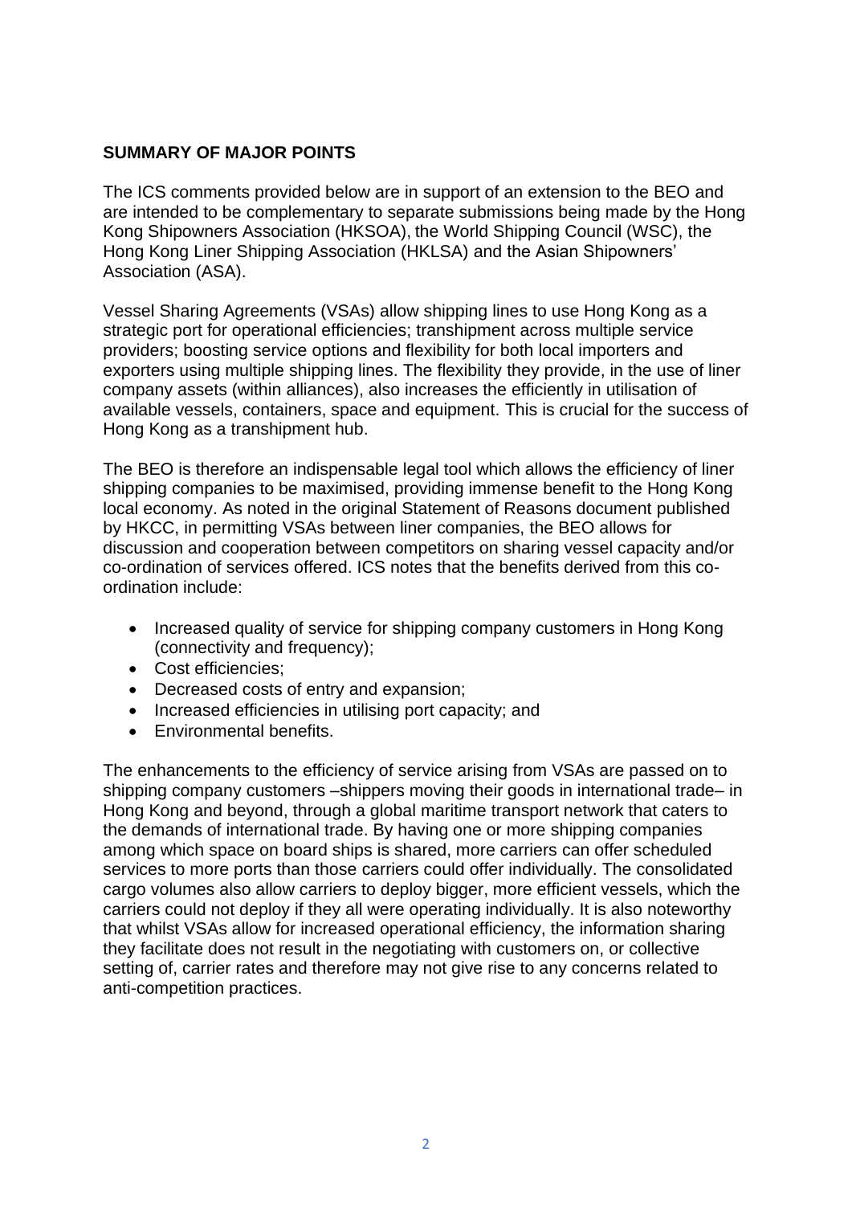**SUMMARY OF MAJOR POINTS**

The ICS comments provided below are in support of an extension to the BEO and are intended to be complementary to separate submissions being made by the Hong Kong Shipowners Association (HKSOA), the World Shipping Council (WSC), the Hong Kong Liner Shipping Association (HKLSA) and the Asian Shipowners' Association (ASA).

Vessel Sharing Agreements (VSAs) allow shipping lines to use Hong Kong as a strategic port for operational efficiencies; transhipment across multiple service providers; boosting service options and flexibility for both local importers and exporters using multiple shipping lines. The flexibility they provide, in the use of liner company assets (within alliances), also increases the efficiently in utilisation of available vessels, containers, space and equipment. This is crucial for the success of Hong Kong as a transhipment hub.

The BEO is therefore an indispensable legal tool which allows the efficiency of liner shipping companies to be maximised, providing immense benefit to the Hong Kong local economy. As noted in the original Statement of Reasons document published by HKCC, in permitting VSAs between liner companies, the BEO allows for discussion and cooperation between competitors on sharing vessel capacity and/or co-ordination of services offered. ICS notes that the benefits derived from this co-ordination include:

- Increased quality of service for shipping company customers in Hong Kong (connectivity and frequency);
- Cost efficiencies;
- Decreased costs of entry and expansion;
- Increased efficiencies in utilising port capacity; and
- Environmental benefits.

The enhancements to the efficiency of service arising from VSAs are passed on to shipping company customers –shippers moving their goods in international trade– in Hong Kong and beyond, through a global maritime transport network that caters to the demands of international trade. By having one or more shipping companies among which space on board ships is shared, more carriers can offer scheduled services to more ports than those carriers could offer individually. The consolidated cargo volumes also allow carriers to deploy bigger, more efficient vessels, which the carriers could not deploy if they all were operating individually. It is also noteworthy that whilst VSAs allow for increased operational efficiency, the information sharing they facilitate does not result in the negotiating with customers on, or collective setting of, carrier rates and therefore may not give rise to any concerns related to anti-competition practices.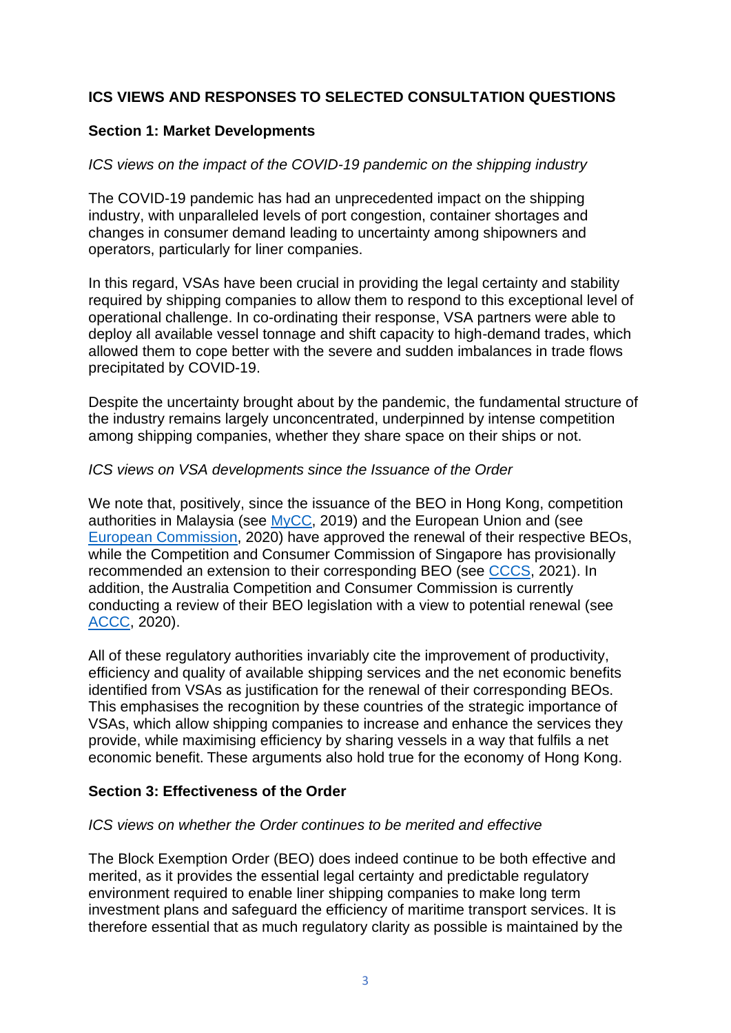## ICS VIEWS AND RESPONSES TO SELECTED CONSULTATION QUESTIONS

### Section 1: Market Developments

*ICS views on the impact of the COVID-19 pandemic on the shipping industry*

The COVID-19 pandemic has had an unprecedented impact on the shipping industry, with unparalleled levels of port congestion, container shortages and changes in consumer demand leading to uncertainty among shipowners and operators, particularly for liner companies.

In this regard, VSAs have been crucial in providing the legal certainty and stability required by shipping companies to allow them to respond to this exceptional level of operational challenge. In co-ordinating their response, VSA partners were able to deploy all available vessel tonnage and shift capacity to high-demand trades, which allowed them to cope better with the severe and sudden imbalances in trade flows precipitated by COVID-19.

Despite the uncertainty brought about by the pandemic, the fundamental structure of the industry remains largely unconcentrated, underpinned by intense competition among shipping companies, whether they share space on their ships or not.

*ICS views on VSA developments since the Issuance of the Order*

We note that, positively, since the issuance of the BEO in Hong Kong, competition authorities in Malaysia (see MyCC, 2019) and the European Union and (see European Commission, 2020) have approved the renewal of their respective BEOs, while the Competition and Consumer Commission of Singapore has provisionally recommended an extension to their corresponding BEO (see CCCS, 2021). In addition, the Australia Competition and Consumer Commission is currently conducting a review of their BEO legislation with a view to potential renewal (see ACCC, 2020).

All of these regulatory authorities invariably cite the improvement of productivity, efficiency and quality of available shipping services and the net economic benefits identified from VSAs as justification for the renewal of their corresponding BEOs. This emphasises the recognition by these countries of the strategic importance of VSAs, which allow shipping companies to increase and enhance the services they provide, while maximising efficiency by sharing vessels in a way that fulfils a net economic benefit. These arguments also hold true for the economy of Hong Kong.

### Section 3: Effectiveness of the Order

*ICS views on whether the Order continues to be merited and effective*

The Block Exemption Order (BEO) does indeed continue to be both effective and merited, as it provides the essential legal certainty and predictable regulatory environment required to enable liner shipping companies to make long term investment plans and safeguard the efficiency of maritime transport services. It is therefore essential that as much regulatory clarity as possible is maintained by the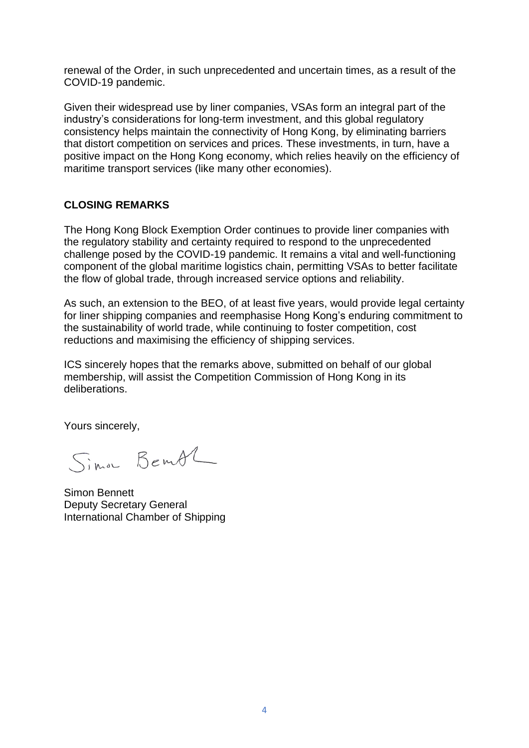renewal of the Order, in such unprecedented and uncertain times, as a result of the COVID-19 pandemic.

Given their widespread use by liner companies, VSAs form an integral part of the industry's considerations for long-term investment, and this global regulatory consistency helps maintain the connectivity of Hong Kong, by eliminating barriers that distort competition on services and prices. These investments, in turn, have a positive impact on the Hong Kong economy, which relies heavily on the efficiency of maritime transport services (like many other economies).

## CLOSING REMARKS

The Hong Kong Block Exemption Order continues to provide liner companies with the regulatory stability and certainty required to respond to the unprecedented challenge posed by the COVID-19 pandemic. It remains a vital and well-functioning component of the global maritime logistics chain, permitting VSAs to better facilitate the flow of global trade, through increased service options and reliability.

As such, an extension to the BEO, of at least five years, would provide legal certainty for liner shipping companies and reemphasise Hong Kong's enduring commitment to the sustainability of world trade, while continuing to foster competition, cost reductions and maximising the efficiency of shipping services.

ICS sincerely hopes that the remarks above, submitted on behalf of our global membership, will assist the Competition Commission of Hong Kong in its deliberations.

Yours sincerely,

Simon Bennett

Simon Bennett
Deputy Secretary General
International Chamber of Shipping